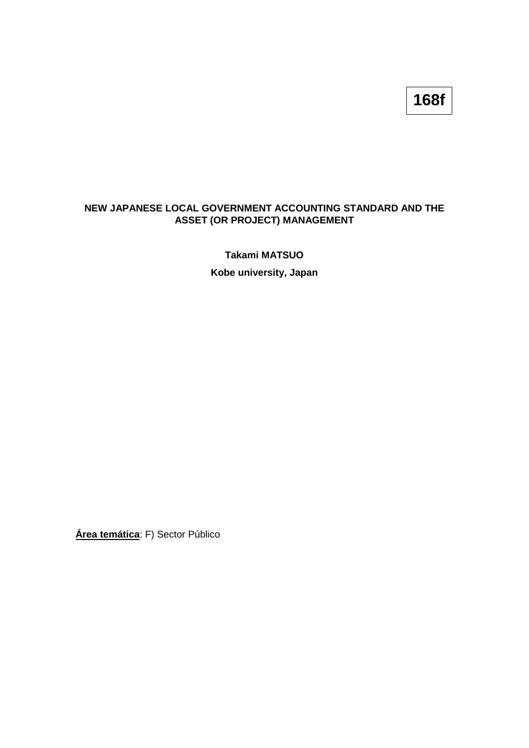**168f**

# NEW JAPANESE LOCAL GOVERNMENT ACCOUNTING STANDARD AND THE ASSET (OR PROJECT) MANAGEMENT

**Takami MATSUO**

**Kobe university, Japan**

**Área temática**: F) Sector Público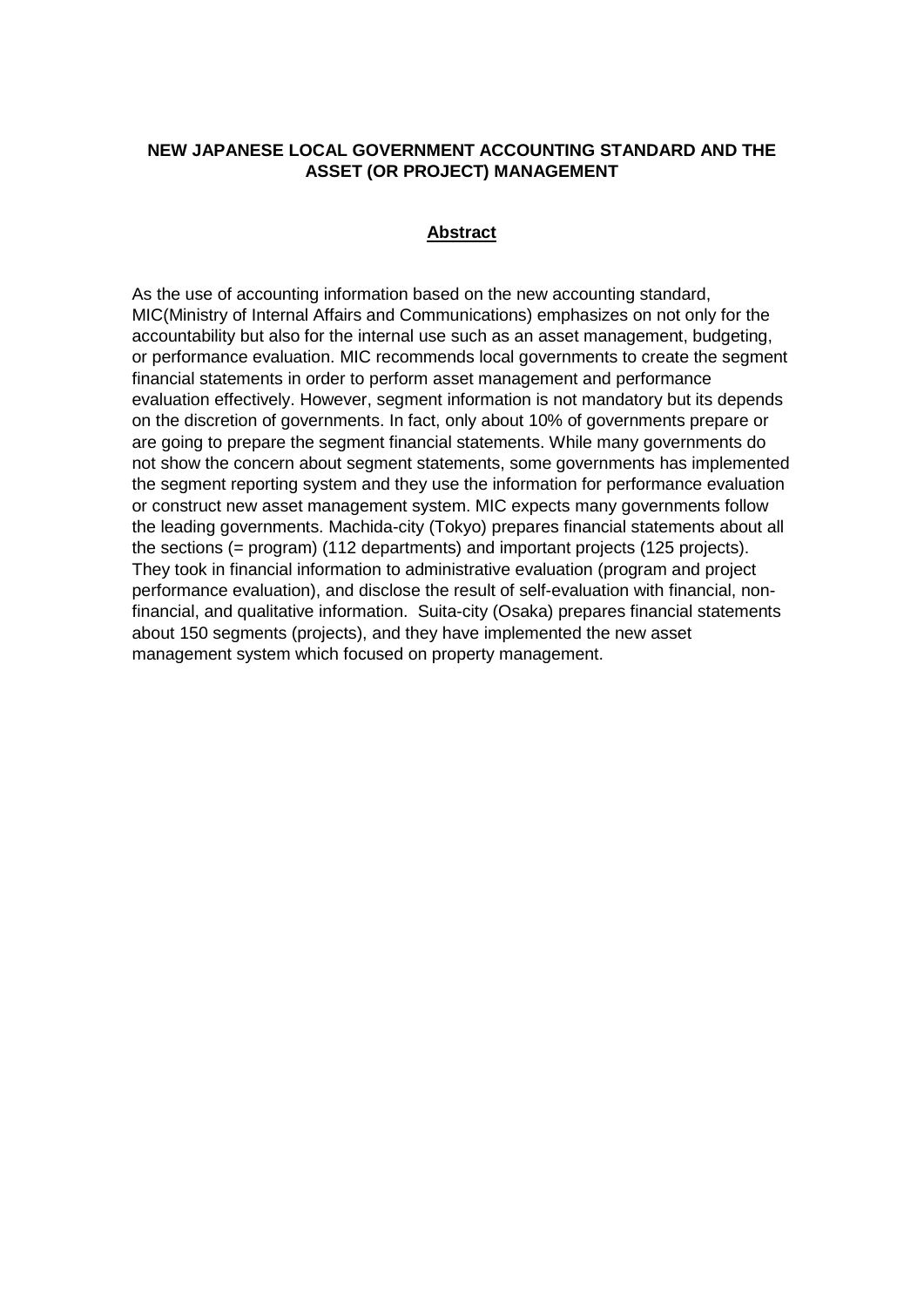**NEW JAPANESE LOCAL GOVERNMENT ACCOUNTING STANDARD AND THE ASSET (OR PROJECT) MANAGEMENT**

## Abstract

As the use of accounting information based on the new accounting standard, MIC(Ministry of Internal Affairs and Communications) emphasizes on not only for the accountability but also for the internal use such as an asset management, budgeting, or performance evaluation. MIC recommends local governments to create the segment financial statements in order to perform asset management and performance evaluation effectively. However, segment information is not mandatory but its depends on the discretion of governments. In fact, only about 10% of governments prepare or are going to prepare the segment financial statements. While many governments do not show the concern about segment statements, some governments has implemented the segment reporting system and they use the information for performance evaluation or construct new asset management system. MIC expects many governments follow the leading governments. Machida-city (Tokyo) prepares financial statements about all the sections (= program) (112 departments) and important projects (125 projects). They took in financial information to administrative evaluation (program and project performance evaluation), and disclose the result of self-evaluation with financial, non-financial, and qualitative information. Suita-city (Osaka) prepares financial statements about 150 segments (projects), and they have implemented the new asset management system which focused on property management.